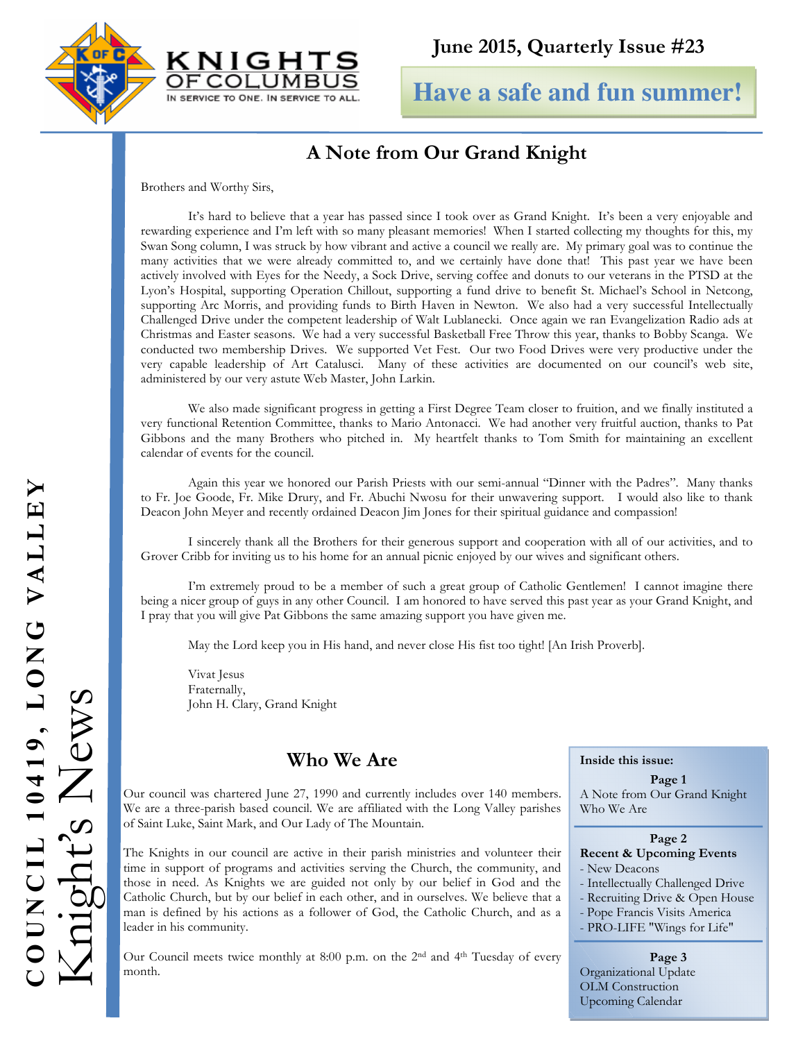KNIGHTS OF COLUMBUS
IN SERVICE TO ONE. IN SERVICE TO ALL.

**June 2015, Quarterly Issue #23**

**Have a safe and fun summer!**

COUNCIL 10419, LONG VALLEY

Knight's News

## A Note from Our Grand Knight

Brothers and Worthy Sirs,

It's hard to believe that a year has passed since I took over as Grand Knight. It's been a very enjoyable and rewarding experience and I'm left with so many pleasant memories! When I started collecting my thoughts for this, my Swan Song column, I was struck by how vibrant and active a council we really are. My primary goal was to continue the many activities that we were already committed to, and we certainly have done that! This past year we have been actively involved with Eyes for the Needy, a Sock Drive, serving coffee and donuts to our veterans in the PTSD at the Lyon's Hospital, supporting Operation Chillout, supporting a fund drive to benefit St. Michael's School in Netcong, supporting Arc Morris, and providing funds to Birth Haven in Newton. We also had a very successful Intellectually Challenged Drive under the competent leadership of Walt Lublanecki. Once again we ran Evangelization Radio ads at Christmas and Easter seasons. We had a very successful Basketball Free Throw this year, thanks to Bobby Scanga. We conducted two membership Drives. We supported Vet Fest. Our two Food Drives were very productive under the very capable leadership of Art Catalusci. Many of these activities are documented on our council's web site, administered by our very astute Web Master, John Larkin.

We also made significant progress in getting a First Degree Team closer to fruition, and we finally instituted a very functional Retention Committee, thanks to Mario Antonacci. We had another very fruitful auction, thanks to Pat Gibbons and the many Brothers who pitched in. My heartfelt thanks to Tom Smith for maintaining an excellent calendar of events for the council.

Again this year we honored our Parish Priests with our semi-annual "Dinner with the Padres". Many thanks to Fr. Joe Goode, Fr. Mike Drury, and Fr. Abuchi Nwosu for their unwavering support. I would also like to thank Deacon John Meyer and recently ordained Deacon Jim Jones for their spiritual guidance and compassion!

I sincerely thank all the Brothers for their generous support and cooperation with all of our activities, and to Grover Cribb for inviting us to his home for an annual picnic enjoyed by our wives and significant others.

I'm extremely proud to be a member of such a great group of Catholic Gentlemen! I cannot imagine there being a nicer group of guys in any other Council. I am honored to have served this past year as your Grand Knight, and I pray that you will give Pat Gibbons the same amazing support you have given me.

May the Lord keep you in His hand, and never close His fist too tight! [An Irish Proverb].

Vivat Jesus
Fraternally,
John H. Clary, Grand Knight

## Who We Are

Our council was chartered June 27, 1990 and currently includes over 140 members. We are a three-parish based council. We are affiliated with the Long Valley parishes of Saint Luke, Saint Mark, and Our Lady of The Mountain.

The Knights in our council are active in their parish ministries and volunteer their time in support of programs and activities serving the Church, the community, and those in need. As Knights we are guided not only by our belief in God and the Catholic Church, but by our belief in each other, and in ourselves. We believe that a man is defined by his actions as a follower of God, the Catholic Church, and as a leader in his community.

Our Council meets twice monthly at 8:00 p.m. on the 2nd and 4th Tuesday of every month.

**Inside this issue:**

**Page 1**
A Note from Our Grand Knight
Who We Are

**Page 2**
**Recent & Upcoming Events**
- New Deacons
- Intellectually Challenged Drive
- Recruiting Drive & Open House
- Pope Francis Visits America
- PRO-LIFE "Wings for Life"

**Page 3**
Organizational Update
OLM Construction
Upcoming Calendar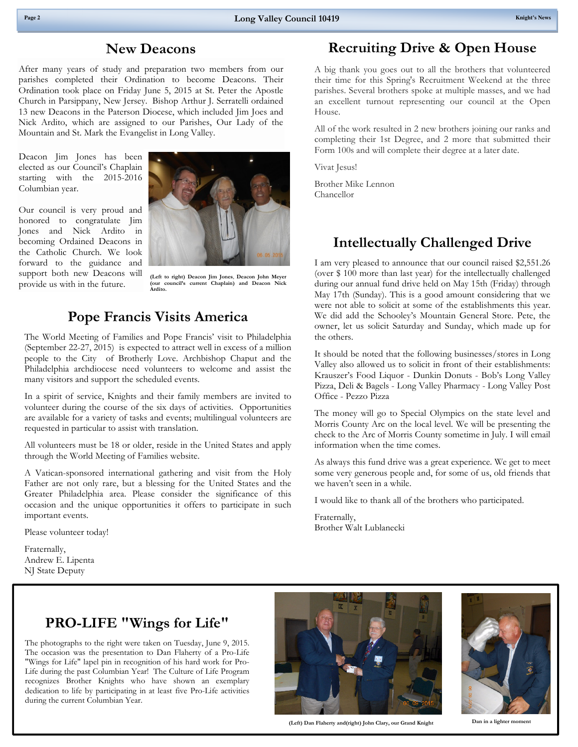## New Deacons

After many years of study and preparation two members from our parishes completed their Ordination to become Deacons. Their Ordination took place on Friday June 5, 2015 at St. Peter the Apostle Church in Parsippany, New Jersey. Bishop Arthur J. Serratelli ordained 13 new Deacons in the Paterson Diocese, which included Jim Joes and Nick Ardito, which are assigned to our Parishes, Our Lady of the Mountain and St. Mark the Evangelist in Long Valley.

Deacon Jim Jones has been elected as our Council's Chaplain starting with the 2015-2016 Columbian year.

Our council is very proud and honored to congratulate Jim Jones and Nick Ardito in becoming Ordained Deacons in the Catholic Church. We look forward to the guidance and support both new Deacons will provide us with in the future.

**(Left to right) Deacon Jim Jones, Deacon John Meyer (our council's current Chaplain) and Deacon Nick Ardito.**

## Pope Francis Visits America

The World Meeting of Families and Pope Francis' visit to Philadelphia (September 22-27, 2015) is expected to attract well in excess of a million people to the City of Brotherly Love. Archbishop Chaput and the Philadelphia archdiocese need volunteers to welcome and assist the many visitors and support the scheduled events.

In a spirit of service, Knights and their family members are invited to volunteer during the course of the six days of activities. Opportunities are available for a variety of tasks and events; multilingual volunteers are requested in particular to assist with translation.

All volunteers must be 18 or older, reside in the United States and apply through the World Meeting of Families website.

A Vatican-sponsored international gathering and visit from the Holy Father are not only rare, but a blessing for the United States and the Greater Philadelphia area. Please consider the significance of this occasion and the unique opportunities it offers to participate in such important events.

Please volunteer today!

Fraternally,
Andrew E. Lipenta
NJ State Deputy

## Recruiting Drive & Open House

A big thank you goes out to all the brothers that volunteered their time for this Spring's Recruitment Weekend at the three parishes. Several brothers spoke at multiple masses, and we had an excellent turnout representing our council at the Open House.

All of the work resulted in 2 new brothers joining our ranks and completing their 1st Degree, and 2 more that submitted their Form 100s and will complete their degree at a later date.

Vivat Jesus!

Brother Mike Lennon
Chancellor

## Intellectually Challenged Drive

I am very pleased to announce that our council raised $2,551.26 (over $ 100 more than last year) for the intellectually challenged during our annual fund drive held on May 15th (Friday) through May 17th (Sunday). This is a good amount considering that we were not able to solicit at some of the establishments this year. We did add the Schooley's Mountain General Store. Pete, the owner, let us solicit Saturday and Sunday, which made up for the others.

It should be noted that the following businesses/stores in Long Valley also allowed us to solicit in front of their establishments: Krauszer's Food Liquor - Dunkin Donuts - Bob's Long Valley Pizza, Deli & Bagels - Long Valley Pharmacy - Long Valley Post Office - Pezzo Pizza

The money will go to Special Olympics on the state level and Morris County Arc on the local level. We will be presenting the check to the Arc of Morris County sometime in July. I will email information when the time comes.

As always this fund drive was a great experience. We get to meet some very generous people and, for some of us, old friends that we haven't seen in a while.

I would like to thank all of the brothers who participated.

Fraternally,
Brother Walt Lublanecki

## PRO-LIFE "Wings for Life"

The photographs to the right were taken on Tuesday, June 9, 2015. The occasion was the presentation to Dan Flaherty of a Pro-Life "Wings for Life" lapel pin in recognition of his hard work for Pro-Life during the past Columbian Year! The Culture of Life Program recognizes Brother Knights who have shown an exemplary dedication to life by participating in at least five Pro-Life activities during the current Columbian Year.

**(Left) Dan Flaherty and(right) John Clary, our Grand Knight**

**Dan in a lighter moment**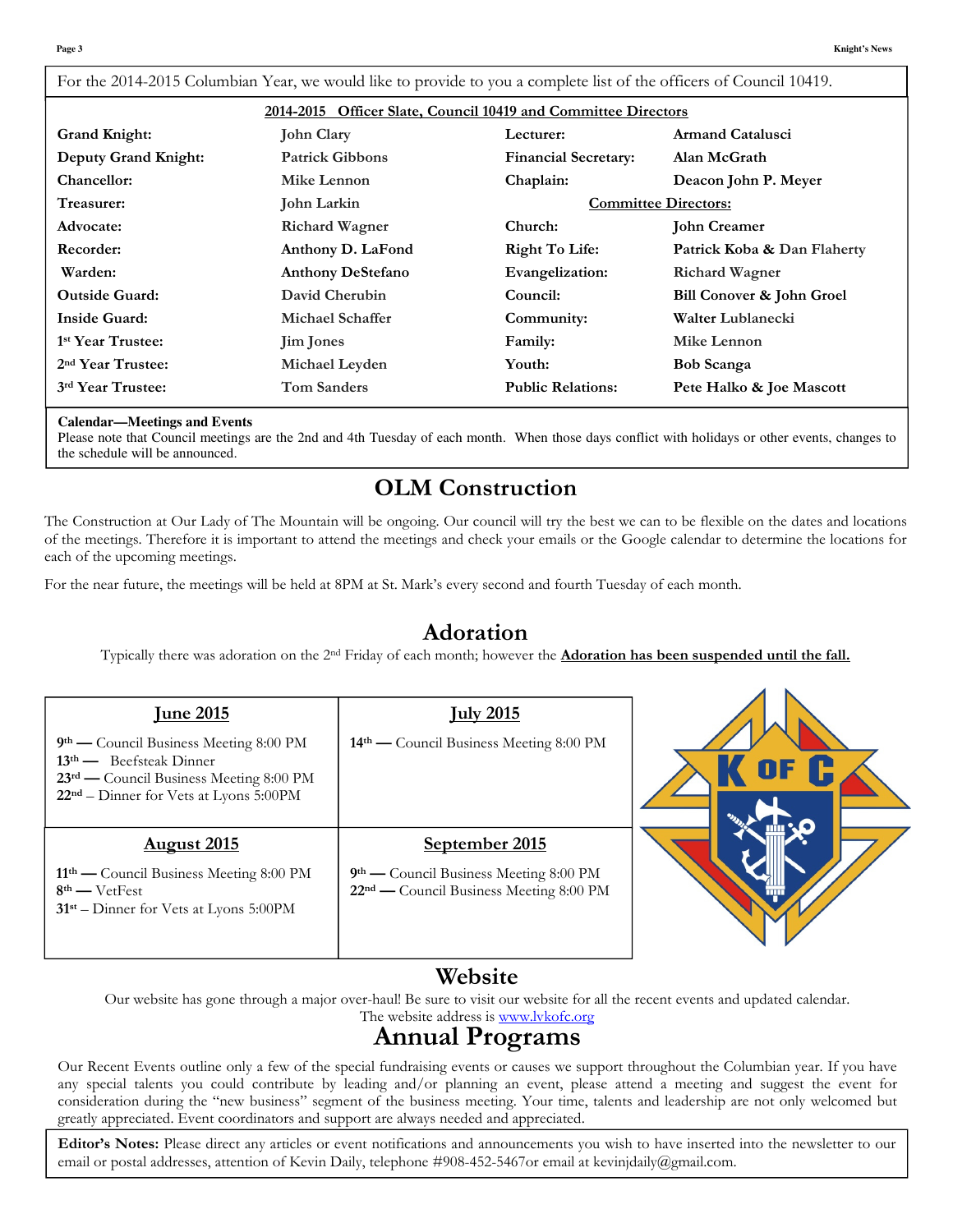For the 2014-2015 Columbian Year, we would like to provide to you a complete list of the officers of Council 10419.

**2014-2015 Officer Slate, Council 10419 and Committee Directors**

| | | | |
|---|---|---|---|
| **Grand Knight:** | John Clary | **Lecturer:** | Armand Catalusci |
| **Deputy Grand Knight:** | Patrick Gibbons | **Financial Secretary:** | Alan McGrath |
| **Chancellor:** | Mike Lennon | **Chaplain:** | Deacon John P. Meyer |
| **Treasurer:** | John Larkin | **Committee Directors:** | |
| **Advocate:** | Richard Wagner | **Church:** | John Creamer |
| **Recorder:** | Anthony D. LaFond | **Right To Life:** | Patrick Koba & Dan Flaherty |
| **Warden:** | Anthony DeStefano | **Evangelization:** | Richard Wagner |
| **Outside Guard:** | David Cherubin | **Council:** | Bill Conover & John Groel |
| **Inside Guard:** | Michael Schaffer | **Community:** | Walter Lublanecki |
| **1st Year Trustee:** | Jim Jones | **Family:** | Mike Lennon |
| **2nd Year Trustee:** | Michael Leyden | **Youth:** | Bob Scanga |
| **3rd Year Trustee:** | Tom Sanders | **Public Relations:** | Pete Halko & Joe Mascott |

**Calendar—Meetings and Events**

Please note that Council meetings are the 2nd and 4th Tuesday of each month. When those days conflict with holidays or other events, changes to the schedule will be announced.

# OLM Construction

The Construction at Our Lady of The Mountain will be ongoing. Our council will try the best we can to be flexible on the dates and locations of the meetings. Therefore it is important to attend the meetings and check your emails or the Google calendar to determine the locations for each of the upcoming meetings.

For the near future, the meetings will be held at 8PM at St. Mark's every second and fourth Tuesday of each month.

# Adoration

Typically there was adoration on the 2nd Friday of each month; however the **Adoration has been suspended until the fall.**

| June 2015 | July 2015 |
|---|---|
| **9th** — Council Business Meeting 8:00 PM<br>**13th** — Beefsteak Dinner<br>**23rd** — Council Business Meeting 8:00 PM<br>**22nd** – Dinner for Vets at Lyons 5:00PM | **14th** — Council Business Meeting 8:00 PM |
| **August 2015** | **September 2015** |
| **11th** — Council Business Meeting 8:00 PM<br>**8th** — VetFest<br>**31st** – Dinner for Vets at Lyons 5:00PM | **9th** — Council Business Meeting 8:00 PM<br>**22nd** — Council Business Meeting 8:00 PM |

K OF C

# Website

Our website has gone through a major over-haul! Be sure to visit our website for all the recent events and updated calendar. The website address is www.lvkofc.org

# Annual Programs

Our Recent Events outline only a few of the special fundraising events or causes we support throughout the Columbian year. If you have any special talents you could contribute by leading and/or planning an event, please attend a meeting and suggest the event for consideration during the "new business" segment of the business meeting. Your time, talents and leadership are not only welcomed but greatly appreciated. Event coordinators and support are always needed and appreciated.

**Editor's Notes:** Please direct any articles or event notifications and announcements you wish to have inserted into the newsletter to our email or postal addresses, attention of Kevin Daily, telephone #908-452-5467or email at kevinjdaily@gmail.com.